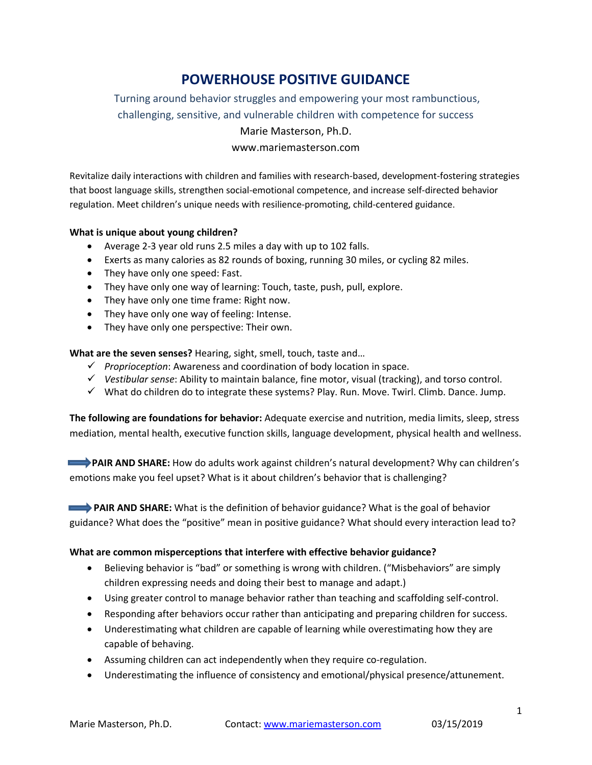# POWERHOUSE POSITIVE GUIDANCE

Turning around behavior struggles and empowering your most rambunctious, challenging, sensitive, and vulnerable children with competence for success

Marie Masterson, Ph.D.

www.mariemasterson.com

Revitalize daily interactions with children and families with research-based, development-fostering strategies that boost language skills, strengthen social-emotional competence, and increase self-directed behavior regulation. Meet children's unique needs with resilience-promoting, child-centered guidance.

**What is unique about young children?**

- Average 2-3 year old runs 2.5 miles a day with up to 102 falls.
- Exerts as many calories as 82 rounds of boxing, running 30 miles, or cycling 82 miles.
- They have only one speed: Fast.
- They have only one way of learning: Touch, taste, push, pull, explore.
- They have only one time frame: Right now.
- They have only one way of feeling: Intense.
- They have only one perspective: Their own.

**What are the seven senses?** Hearing, sight, smell, touch, taste and…

- ✓ *Proprioception*: Awareness and coordination of body location in space.
- ✓ *Vestibular sense*: Ability to maintain balance, fine motor, visual (tracking), and torso control.
- ✓ What do children do to integrate these systems? Play. Run. Move. Twirl. Climb. Dance. Jump.

**The following are foundations for behavior:** Adequate exercise and nutrition, media limits, sleep, stress mediation, mental health, executive function skills, language development, physical health and wellness.

➡ **PAIR AND SHARE:** How do adults work against children's natural development? Why can children's emotions make you feel upset? What is it about children's behavior that is challenging?

➡ **PAIR AND SHARE:** What is the definition of behavior guidance? What is the goal of behavior guidance? What does the "positive" mean in positive guidance? What should every interaction lead to?

**What are common misperceptions that interfere with effective behavior guidance?**

- Believing behavior is "bad" or something is wrong with children. ("Misbehaviors" are simply children expressing needs and doing their best to manage and adapt.)
- Using greater control to manage behavior rather than teaching and scaffolding self-control.
- Responding after behaviors occur rather than anticipating and preparing children for success.
- Underestimating what children are capable of learning while overestimating how they are capable of behaving.
- Assuming children can act independently when they require co-regulation.
- Underestimating the influence of consistency and emotional/physical presence/attunement.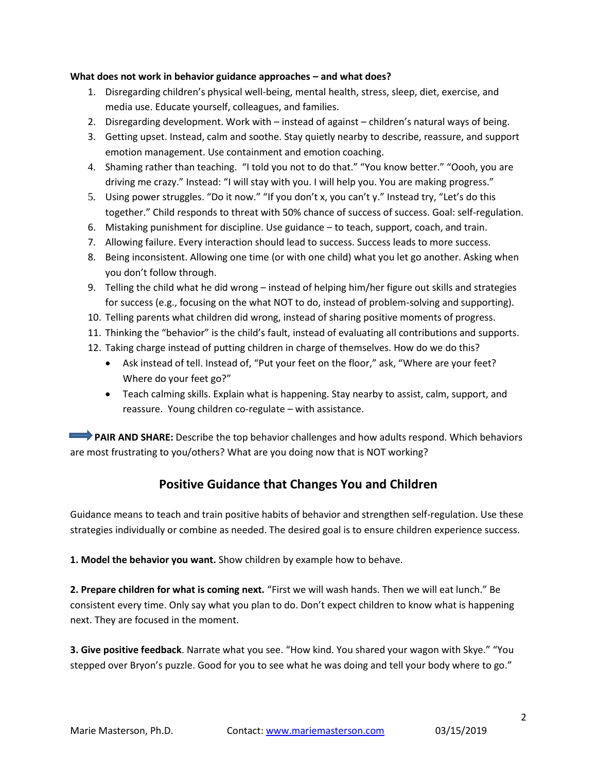**What does not work in behavior guidance approaches – and what does?**

1. Disregarding children's physical well-being, mental health, stress, sleep, diet, exercise, and media use. Educate yourself, colleagues, and families.
2. Disregarding development. Work with – instead of against – children's natural ways of being.
3. Getting upset. Instead, calm and soothe. Stay quietly nearby to describe, reassure, and support emotion management. Use containment and emotion coaching.
4. Shaming rather than teaching. "I told you not to do that." "You know better." "Oooh, you are driving me crazy." Instead: "I will stay with you. I will help you. You are making progress."
5. Using power struggles. "Do it now." "If you don't x, you can't y." Instead try, "Let's do this together." Child responds to threat with 50% chance of success of success. Goal: self-regulation.
6. Mistaking punishment for discipline. Use guidance – to teach, support, coach, and train.
7. Allowing failure. Every interaction should lead to success. Success leads to more success.
8. Being inconsistent. Allowing one time (or with one child) what you let go another. Asking when you don't follow through.
9. Telling the child what he did wrong – instead of helping him/her figure out skills and strategies for success (e.g., focusing on the what NOT to do, instead of problem-solving and supporting).
10. Telling parents what children did wrong, instead of sharing positive moments of progress.
11. Thinking the "behavior" is the child's fault, instead of evaluating all contributions and supports.
12. Taking charge instead of putting children in charge of themselves. How do we do this?
    - Ask instead of tell. Instead of, "Put your feet on the floor," ask, "Where are your feet? Where do your feet go?"
    - Teach calming skills. Explain what is happening. Stay nearby to assist, calm, support, and reassure. Young children co-regulate – with assistance.

➡ **PAIR AND SHARE:** Describe the top behavior challenges and how adults respond. Which behaviors are most frustrating to you/others? What are you doing now that is NOT working?

## Positive Guidance that Changes You and Children

Guidance means to teach and train positive habits of behavior and strengthen self-regulation. Use these strategies individually or combine as needed. The desired goal is to ensure children experience success.

**1. Model the behavior you want.** Show children by example how to behave.

**2. Prepare children for what is coming next.** "First we will wash hands. Then we will eat lunch." Be consistent every time. Only say what you plan to do. Don't expect children to know what is happening next. They are focused in the moment.

**3. Give positive feedback**. Narrate what you see. "How kind. You shared your wagon with Skye." "You stepped over Bryon's puzzle. Good for you to see what he was doing and tell your body where to go."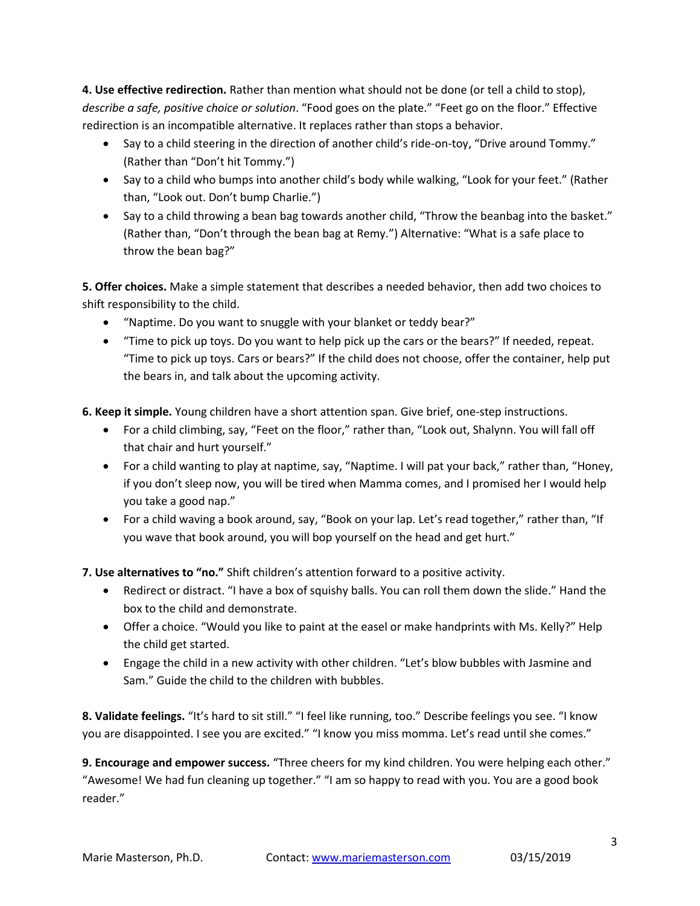**4. Use effective redirection.** Rather than mention what should not be done (or tell a child to stop), *describe a safe, positive choice or solution*. "Food goes on the plate." "Feet go on the floor." Effective redirection is an incompatible alternative. It replaces rather than stops a behavior.

- Say to a child steering in the direction of another child's ride-on-toy, "Drive around Tommy." (Rather than "Don't hit Tommy.")
- Say to a child who bumps into another child's body while walking, "Look for your feet." (Rather than, "Look out. Don't bump Charlie.")
- Say to a child throwing a bean bag towards another child, "Throw the beanbag into the basket." (Rather than, "Don't through the bean bag at Remy.") Alternative: "What is a safe place to throw the bean bag?"

**5. Offer choices.** Make a simple statement that describes a needed behavior, then add two choices to shift responsibility to the child.

- "Naptime. Do you want to snuggle with your blanket or teddy bear?"
- "Time to pick up toys. Do you want to help pick up the cars or the bears?" If needed, repeat. "Time to pick up toys. Cars or bears?" If the child does not choose, offer the container, help put the bears in, and talk about the upcoming activity.

**6. Keep it simple.** Young children have a short attention span. Give brief, one-step instructions.

- For a child climbing, say, "Feet on the floor," rather than, "Look out, Shalynn. You will fall off that chair and hurt yourself."
- For a child wanting to play at naptime, say, "Naptime. I will pat your back," rather than, "Honey, if you don't sleep now, you will be tired when Mamma comes, and I promised her I would help you take a good nap."
- For a child waving a book around, say, "Book on your lap. Let's read together," rather than, "If you wave that book around, you will bop yourself on the head and get hurt."

**7. Use alternatives to "no."** Shift children's attention forward to a positive activity.

- Redirect or distract. "I have a box of squishy balls. You can roll them down the slide." Hand the box to the child and demonstrate.
- Offer a choice. "Would you like to paint at the easel or make handprints with Ms. Kelly?" Help the child get started.
- Engage the child in a new activity with other children. "Let's blow bubbles with Jasmine and Sam." Guide the child to the children with bubbles.

**8. Validate feelings.** "It's hard to sit still." "I feel like running, too." Describe feelings you see. "I know you are disappointed. I see you are excited." "I know you miss momma. Let's read until she comes."

**9. Encourage and empower success.** "Three cheers for my kind children. You were helping each other." "Awesome! We had fun cleaning up together." "I am so happy to read with you. You are a good book reader."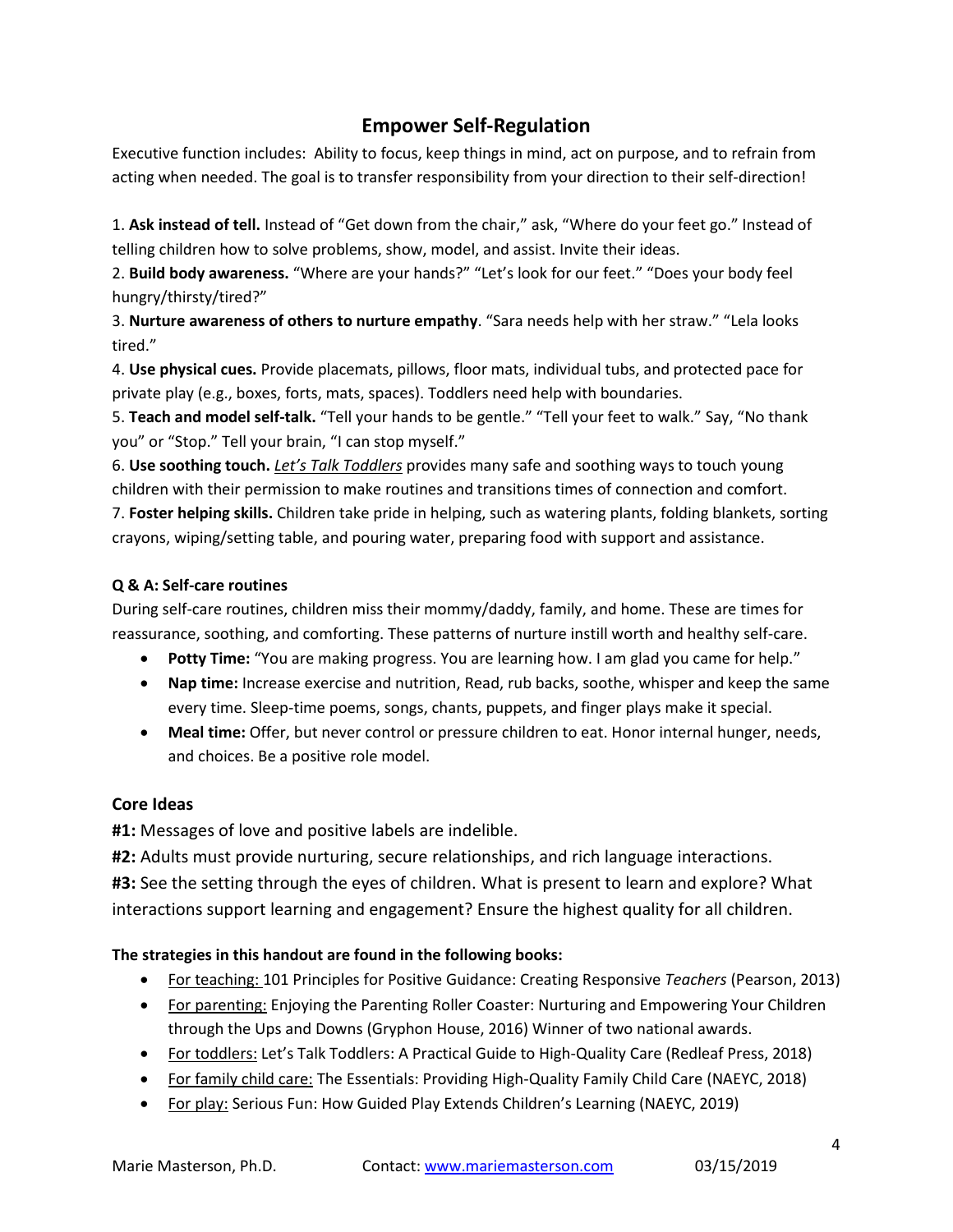## Empower Self-Regulation

Executive function includes: Ability to focus, keep things in mind, act on purpose, and to refrain from acting when needed. The goal is to transfer responsibility from your direction to their self-direction!

1. **Ask instead of tell.** Instead of "Get down from the chair," ask, "Where do your feet go." Instead of telling children how to solve problems, show, model, and assist. Invite their ideas.
2. **Build body awareness.** "Where are your hands?" "Let's look for our feet." "Does your body feel hungry/thirsty/tired?"
3. **Nurture awareness of others to nurture empathy**. "Sara needs help with her straw." "Lela looks tired."
4. **Use physical cues.** Provide placemats, pillows, floor mats, individual tubs, and protected pace for private play (e.g., boxes, forts, mats, spaces). Toddlers need help with boundaries.
5. **Teach and model self-talk.** "Tell your hands to be gentle." "Tell your feet to walk." Say, "No thank you" or "Stop." Tell your brain, "I can stop myself."
6. **Use soothing touch.** *Let's Talk Toddlers* provides many safe and soothing ways to touch young children with their permission to make routines and transitions times of connection and comfort.
7. **Foster helping skills.** Children take pride in helping, such as watering plants, folding blankets, sorting crayons, wiping/setting table, and pouring water, preparing food with support and assistance.

#### Q & A: Self-care routines

During self-care routines, children miss their mommy/daddy, family, and home. These are times for reassurance, soothing, and comforting. These patterns of nurture instill worth and healthy self-care.

- **Potty Time:** "You are making progress. You are learning how. I am glad you came for help."
- **Nap time:** Increase exercise and nutrition, Read, rub backs, soothe, whisper and keep the same every time. Sleep-time poems, songs, chants, puppets, and finger plays make it special.
- **Meal time:** Offer, but never control or pressure children to eat. Honor internal hunger, needs, and choices. Be a positive role model.

### Core Ideas

**#1:** Messages of love and positive labels are indelible.

**#2:** Adults must provide nurturing, secure relationships, and rich language interactions.

**#3:** See the setting through the eyes of children. What is present to learn and explore? What interactions support learning and engagement? Ensure the highest quality for all children.

#### The strategies in this handout are found in the following books:

- For teaching: 101 Principles for Positive Guidance: Creating Responsive *Teachers* (Pearson, 2013)
- For parenting: Enjoying the Parenting Roller Coaster: Nurturing and Empowering Your Children through the Ups and Downs (Gryphon House, 2016) Winner of two national awards.
- For toddlers: Let's Talk Toddlers: A Practical Guide to High-Quality Care (Redleaf Press, 2018)
- For family child care: The Essentials: Providing High-Quality Family Child Care (NAEYC, 2018)
- For play: Serious Fun: How Guided Play Extends Children's Learning (NAEYC, 2019)

Marie Masterson, Ph.D. Contact: www.mariemasterson.com 03/15/2019